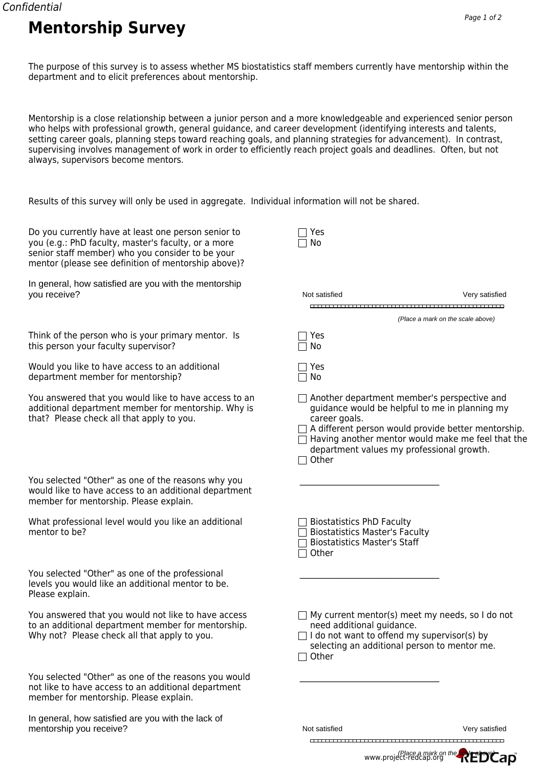# Mentorship Survey

The purpose of this survey is to assess whether MS biostatistics staff members currently have mentorship within the department and to elicit preferences about mentorship.

Mentorship is a close relationship between a junior person and a more knowledgeable and experienced senior person who helps with professional growth, general guidance, and career development (identifying interests and talents, setting career goals, planning steps toward reaching goals, and planning strategies for advancement). In contrast, supervising involves management of work in order to efficiently reach project goals and deadlines. Often, but not always, supervisors become mentors.

Results of this survey will only be used in aggregate. Individual information will not be shared.

Do you currently have at least one person senior to you (e.g.: PhD faculty, master's faculty, or a more senior staff member) who you consider to be your mentor (please see definition of mentorship above)?

- ☐ Yes
- ☐ No

In general, how satisfied are you with the mentorship you receive?

Not satisfied ———————————— Very satisfied

*(Place a mark on the scale above)*

Think of the person who is your primary mentor. Is this person your faculty supervisor?

- ☐ Yes
- ☐ No

Would you like to have access to an additional department member for mentorship?

- ☐ Yes
- ☐ No

You answered that you would like to have access to an additional department member for mentorship. Why is that? Please check all that apply to you.

- ☐ Another department member's perspective and guidance would be helpful to me in planning my career goals.
- ☐ A different person would provide better mentorship.
- ☐ Having another mentor would make me feel that the department values my professional growth.
- ☐ Other

You selected "Other" as one of the reasons why you would like to have access to an additional department member for mentorship. Please explain.

\_\_\_\_\_\_\_\_\_\_\_\_\_\_\_\_\_\_\_\_\_\_\_\_\_\_\_\_\_\_\_\_

What professional level would you like an additional mentor to be?

- ☐ Biostatistics PhD Faculty
- ☐ Biostatistics Master's Faculty
- ☐ Biostatistics Master's Staff
- ☐ Other

You selected "Other" as one of the professional levels you would like an additional mentor to be. Please explain.

\_\_\_\_\_\_\_\_\_\_\_\_\_\_\_\_\_\_\_\_\_\_\_\_\_\_\_\_\_\_\_\_

You answered that you would not like to have access to an additional department member for mentorship. Why not? Please check all that apply to you.

- ☐ My current mentor(s) meet my needs, so I do not need additional guidance.
- ☐ I do not want to offend my supervisor(s) by selecting an additional person to mentor me.
- ☐ Other

You selected "Other" as one of the reasons you would not like to have access to an additional department member for mentorship. Please explain.

\_\_\_\_\_\_\_\_\_\_\_\_\_\_\_\_\_\_\_\_\_\_\_\_\_\_\_\_\_\_\_\_

In general, how satisfied are you with the lack of mentorship you receive?

Not satisfied ———————————— Very satisfied

*(Place a mark on the scale above)*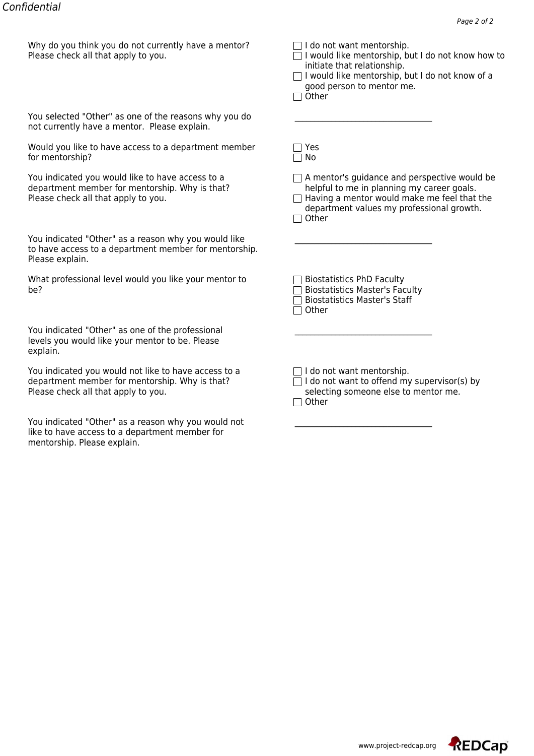Why do you think you do not currently have a mentor? Please check all that apply to you.

- ☐ I do not want mentorship.
- ☐ I would like mentorship, but I do not know how to initiate that relationship.
- ☐ I would like mentorship, but I do not know of a good person to mentor me.
- ☐ Other

You selected "Other" as one of the reasons why you do not currently have a mentor. Please explain.

\_\_\_\_\_\_\_\_\_\_\_\_\_\_\_\_\_\_\_\_\_\_\_\_\_\_\_\_\_\_\_\_

Would you like to have access to a department member for mentorship?

- ☐ Yes
- ☐ No

You indicated you would like to have access to a department member for mentorship. Why is that? Please check all that apply to you.

- ☐ A mentor's guidance and perspective would be helpful to me in planning my career goals.
- ☐ Having a mentor would make me feel that the department values my professional growth.
- ☐ Other

You indicated "Other" as a reason why you would like to have access to a department member for mentorship. Please explain.

\_\_\_\_\_\_\_\_\_\_\_\_\_\_\_\_\_\_\_\_\_\_\_\_\_\_\_\_\_\_\_\_

What professional level would you like your mentor to be?

- ☐ Biostatistics PhD Faculty
- ☐ Biostatistics Master's Faculty
- ☐ Biostatistics Master's Staff
- ☐ Other

You indicated "Other" as one of the professional levels you would like your mentor to be. Please explain.

\_\_\_\_\_\_\_\_\_\_\_\_\_\_\_\_\_\_\_\_\_\_\_\_\_\_\_\_\_\_\_\_

You indicated you would not like to have access to a department member for mentorship. Why is that? Please check all that apply to you.

- ☐ I do not want mentorship.
- ☐ I do not want to offend my supervisor(s) by selecting someone else to mentor me.
- ☐ Other

You indicated "Other" as a reason why you would not like to have access to a department member for mentorship. Please explain.

\_\_\_\_\_\_\_\_\_\_\_\_\_\_\_\_\_\_\_\_\_\_\_\_\_\_\_\_\_\_\_\_